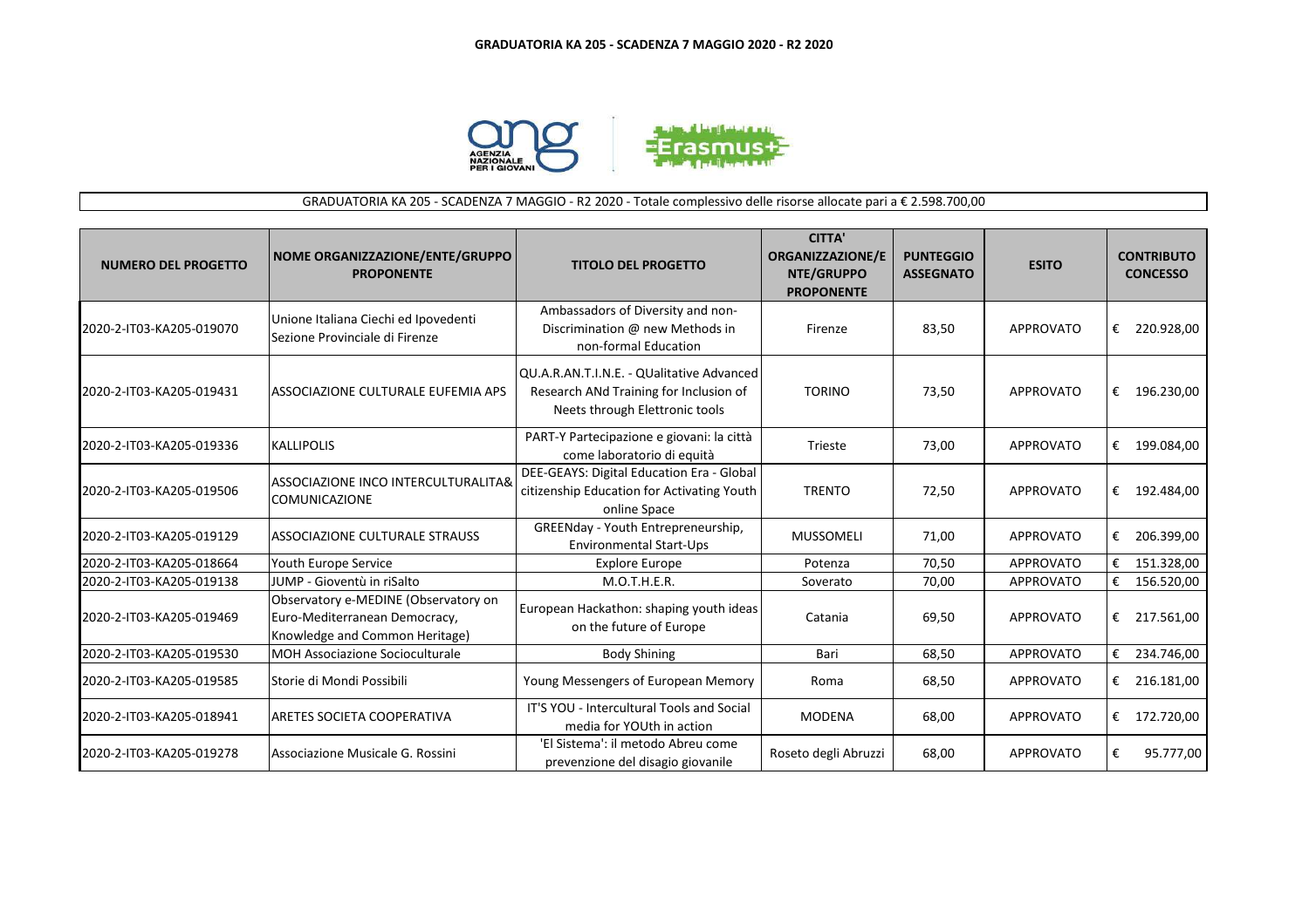# GRADUATORIA KA 205 - SCADENZA 7 MAGGIO 2020 - R2 2020

GRADUATORIA KA 205 - SCADENZA 7 MAGGIO - R2 2020 - Totale complessivo delle risorse allocate pari a € 2.598.700,00

| NUMERO DEL PROGETTO | NOME ORGANIZZAZIONE/ENTE/GRUPPO PROPONENTE | TITOLO DEL PROGETTO | CITTA' ORGANIZZAZIONE/ENTE/GRUPPO PROPONENTE | PUNTEGGIO ASSEGNATO | ESITO | CONTRIBUTO CONCESSO |
|---|---|---|---|---|---|---|
| 2020-2-IT03-KA205-019070 | Unione Italiana Ciechi ed Ipovedenti Sezione Provinciale di Firenze | Ambassadors of Diversity and non-Discrimination @ new Methods in non-formal Education | Firenze | 83,50 | APPROVATO | € 220.928,00 |
| 2020-2-IT03-KA205-019431 | ASSOCIAZIONE CULTURALE EUFEMIA APS | QU.A.R.AN.T.I.N.E. - QUalitative Advanced Research ANd Training for Inclusion of Neets through Elettronic tools | TORINO | 73,50 | APPROVATO | € 196.230,00 |
| 2020-2-IT03-KA205-019336 | KALLIPOLIS | PART-Y Partecipazione e giovani: la città come laboratorio di equità | Trieste | 73,00 | APPROVATO | € 199.084,00 |
| 2020-2-IT03-KA205-019506 | ASSOCIAZIONE INCO INTERCULTURALITA& COMUNICAZIONE | DEE-GEAYS: Digital Education Era - Global citizenship Education for Activating Youth online Space | TRENTO | 72,50 | APPROVATO | € 192.484,00 |
| 2020-2-IT03-KA205-019129 | ASSOCIAZIONE CULTURALE STRAUSS | GREENday - Youth Entrepreneurship, Environmental Start-Ups | MUSSOMELI | 71,00 | APPROVATO | € 206.399,00 |
| 2020-2-IT03-KA205-018664 | Youth Europe Service | Explore Europe | Potenza | 70,50 | APPROVATO | € 151.328,00 |
| 2020-2-IT03-KA205-019138 | JUMP - Gioventù in riSalto | M.O.T.H.E.R. | Soverato | 70,00 | APPROVATO | € 156.520,00 |
| 2020-2-IT03-KA205-019469 | Observatory e-MEDINE (Observatory on Euro-Mediterranean Democracy, Knowledge and Common Heritage) | European Hackathon: shaping youth ideas on the future of Europe | Catania | 69,50 | APPROVATO | € 217.561,00 |
| 2020-2-IT03-KA205-019530 | MOH Associazione Socioculturale | Body Shining | Bari | 68,50 | APPROVATO | € 234.746,00 |
| 2020-2-IT03-KA205-019585 | Storie di Mondi Possibili | Young Messengers of European Memory | Roma | 68,50 | APPROVATO | € 216.181,00 |
| 2020-2-IT03-KA205-018941 | ARETES SOCIETA COOPERATIVA | IT'S YOU - Intercultural Tools and Social media for YOUth in action | MODENA | 68,00 | APPROVATO | € 172.720,00 |
| 2020-2-IT03-KA205-019278 | Associazione Musicale G. Rossini | 'El Sistema': il metodo Abreu come prevenzione del disagio giovanile | Roseto degli Abruzzi | 68,00 | APPROVATO | € 95.777,00 |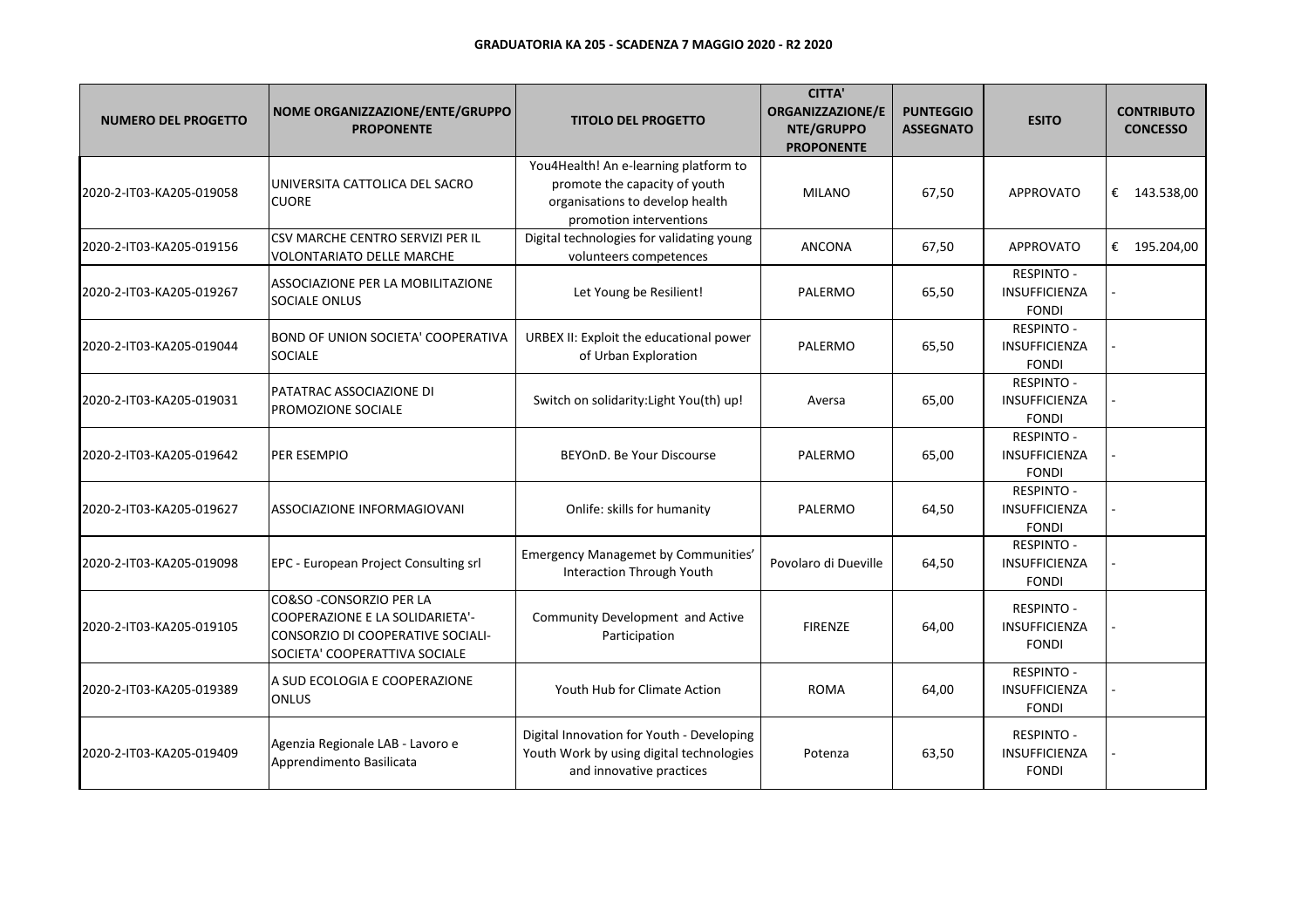**GRADUATORIA KA 205 - SCADENZA 7 MAGGIO 2020 - R2 2020**

| NUMERO DEL PROGETTO | NOME ORGANIZZAZIONE/ENTE/GRUPPO PROPONENTE | TITOLO DEL PROGETTO | CITTA' ORGANIZZAZIONE/ENTE/GRUPPO PROPONENTE | PUNTEGGIO ASSEGNATO | ESITO | CONTRIBUTO CONCESSO |
|---|---|---|---|---|---|---|
| 2020-2-IT03-KA205-019058 | UNIVERSITA CATTOLICA DEL SACRO CUORE | You4Health! An e-learning platform to promote the capacity of youth organisations to develop health promotion interventions | MILANO | 67,50 | APPROVATO | € 143.538,00 |
| 2020-2-IT03-KA205-019156 | CSV MARCHE CENTRO SERVIZI PER IL VOLONTARIATO DELLE MARCHE | Digital technologies for validating young volunteers competences | ANCONA | 67,50 | APPROVATO | € 195.204,00 |
| 2020-2-IT03-KA205-019267 | ASSOCIAZIONE PER LA MOBILITAZIONE SOCIALE ONLUS | Let Young be Resilient! | PALERMO | 65,50 | RESPINTO - INSUFFICIENZA FONDI | - |
| 2020-2-IT03-KA205-019044 | BOND OF UNION SOCIETA' COOPERATIVA SOCIALE | URBEX II: Exploit the educational power of Urban Exploration | PALERMO | 65,50 | RESPINTO - INSUFFICIENZA FONDI | - |
| 2020-2-IT03-KA205-019031 | PATATRAC ASSOCIAZIONE DI PROMOZIONE SOCIALE | Switch on solidarity:Light You(th) up! | Aversa | 65,00 | RESPINTO - INSUFFICIENZA FONDI | - |
| 2020-2-IT03-KA205-019642 | PER ESEMPIO | BEYOnD. Be Your Discourse | PALERMO | 65,00 | RESPINTO - INSUFFICIENZA FONDI | - |
| 2020-2-IT03-KA205-019627 | ASSOCIAZIONE INFORMAGIOVANI | Onlife: skills for humanity | PALERMO | 64,50 | RESPINTO - INSUFFICIENZA FONDI | - |
| 2020-2-IT03-KA205-019098 | EPC - European Project Consulting srl | Emergency Managemet by Communities' Interaction Through Youth | Povolaro di Dueville | 64,50 | RESPINTO - INSUFFICIENZA FONDI | - |
| 2020-2-IT03-KA205-019105 | CO&SO -CONSORZIO PER LA COOPERAZIONE E LA SOLIDARIETA'- CONSORZIO DI COOPERATIVE SOCIALI- SOCIETA' COOPERATTIVA SOCIALE | Community Development and Active Participation | FIRENZE | 64,00 | RESPINTO - INSUFFICIENZA FONDI | - |
| 2020-2-IT03-KA205-019389 | A SUD ECOLOGIA E COOPERAZIONE ONLUS | Youth Hub for Climate Action | ROMA | 64,00 | RESPINTO - INSUFFICIENZA FONDI | - |
| 2020-2-IT03-KA205-019409 | Agenzia Regionale LAB - Lavoro e Apprendimento Basilicata | Digital Innovation for Youth - Developing Youth Work by using digital technologies and innovative practices | Potenza | 63,50 | RESPINTO - INSUFFICIENZA FONDI | - |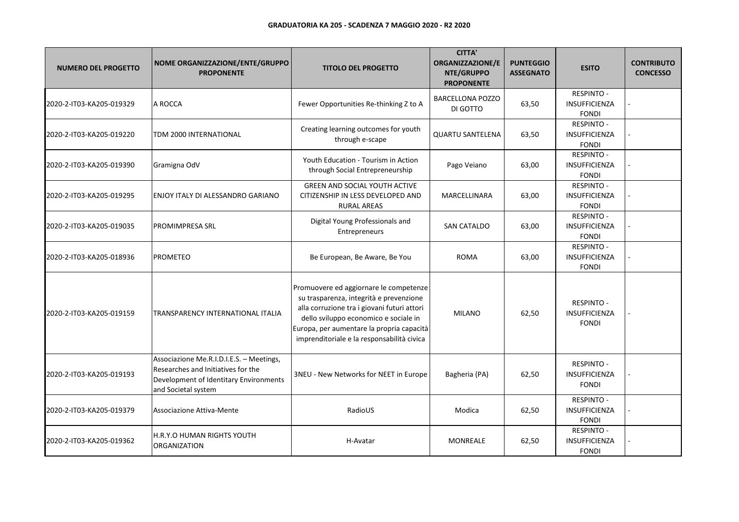**GRADUATORIA KA 205 - SCADENZA 7 MAGGIO 2020 - R2 2020**

| NUMERO DEL PROGETTO | NOME ORGANIZZAZIONE/ENTE/GRUPPO PROPONENTE | TITOLO DEL PROGETTO | CITTA' ORGANIZZAZIONE/ENTE/GRUPPO PROPONENTE | PUNTEGGIO ASSEGNATO | ESITO | CONTRIBUTO CONCESSO |
|---|---|---|---|---|---|---|
| 2020-2-IT03-KA205-019329 | A ROCCA | Fewer Opportunities Re-thinking Z to A | BARCELLONA POZZO DI GOTTO | 63,50 | RESPINTO - INSUFFICIENZA FONDI | - |
| 2020-2-IT03-KA205-019220 | TDM 2000 INTERNATIONAL | Creating learning outcomes for youth through e-scape | QUARTU SANTELENA | 63,50 | RESPINTO - INSUFFICIENZA FONDI | - |
| 2020-2-IT03-KA205-019390 | Gramigna OdV | Youth Education - Tourism in Action through Social Entrepreneurship | Pago Veiano | 63,00 | RESPINTO - INSUFFICIENZA FONDI | - |
| 2020-2-IT03-KA205-019295 | ENJOY ITALY DI ALESSANDRO GARIANO | GREEN AND SOCIAL YOUTH ACTIVE CITIZENSHIP IN LESS DEVELOPED AND RURAL AREAS | MARCELLINARA | 63,00 | RESPINTO - INSUFFICIENZA FONDI | - |
| 2020-2-IT03-KA205-019035 | PROMIMPRESA SRL | Digital Young Professionals and Entrepreneurs | SAN CATALDO | 63,00 | RESPINTO - INSUFFICIENZA FONDI | - |
| 2020-2-IT03-KA205-018936 | PROMETEO | Be European, Be Aware, Be You | ROMA | 63,00 | RESPINTO - INSUFFICIENZA FONDI | - |
| 2020-2-IT03-KA205-019159 | TRANSPARENCY INTERNATIONAL ITALIA | Promuovere ed aggiornare le competenze su trasparenza, integrità e prevenzione alla corruzione tra i giovani futuri attori dello sviluppo economico e sociale in Europa, per aumentare la propria capacità imprenditoriale e la responsabilità civica | MILANO | 62,50 | RESPINTO - INSUFFICIENZA FONDI | - |
| 2020-2-IT03-KA205-019193 | Associazione Me.R.I.D.I.E.S. – Meetings, Researches and Initiatives for the Development of Identitary Environments and Societal system | 3NEU - New Networks for NEET in Europe | Bagheria (PA) | 62,50 | RESPINTO - INSUFFICIENZA FONDI | - |
| 2020-2-IT03-KA205-019379 | Associazione Attiva-Mente | RadioUS | Modica | 62,50 | RESPINTO - INSUFFICIENZA FONDI | - |
| 2020-2-IT03-KA205-019362 | H.R.Y.O HUMAN RIGHTS YOUTH ORGANIZATION | H-Avatar | MONREALE | 62,50 | RESPINTO - INSUFFICIENZA FONDI | - |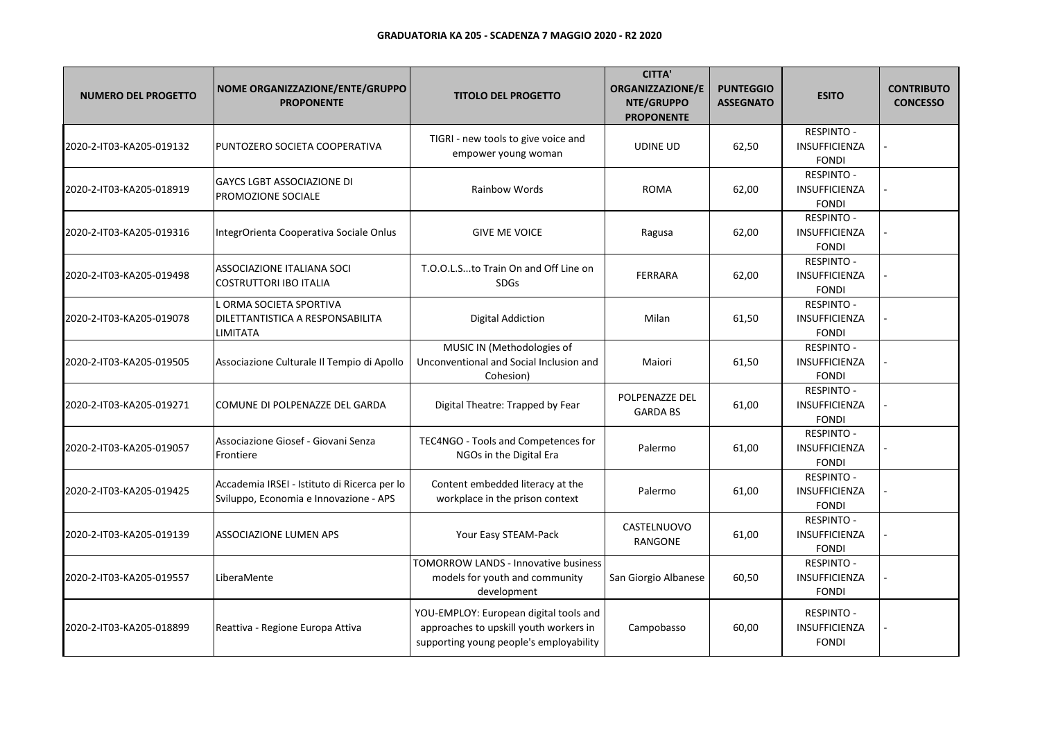**GRADUATORIA KA 205 - SCADENZA 7 MAGGIO 2020 - R2 2020**

| NUMERO DEL PROGETTO | NOME ORGANIZZAZIONE/ENTE/GRUPPO PROPONENTE | TITOLO DEL PROGETTO | CITTA' ORGANIZZAZIONE/ENTE/GRUPPO PROPONENTE | PUNTEGGIO ASSEGNATO | ESITO | CONTRIBUTO CONCESSO |
|---|---|---|---|---|---|---|
| 2020-2-IT03-KA205-019132 | PUNTOZERO SOCIETA COOPERATIVA | TIGRI - new tools to give voice and empower young woman | UDINE UD | 62,50 | RESPINTO - INSUFFICIENZA FONDI | - |
| 2020-2-IT03-KA205-018919 | GAYCS LGBT ASSOCIAZIONE DI PROMOZIONE SOCIALE | Rainbow Words | ROMA | 62,00 | RESPINTO - INSUFFICIENZA FONDI | - |
| 2020-2-IT03-KA205-019316 | IntegrOrienta Cooperativa Sociale Onlus | GIVE ME VOICE | Ragusa | 62,00 | RESPINTO - INSUFFICIENZA FONDI | - |
| 2020-2-IT03-KA205-019498 | ASSOCIAZIONE ITALIANA SOCI COSTRUTTORI IBO ITALIA | T.O.O.L.S...to Train On and Off Line on SDGs | FERRARA | 62,00 | RESPINTO - INSUFFICIENZA FONDI | - |
| 2020-2-IT03-KA205-019078 | L ORMA SOCIETA SPORTIVA DILETTANTISTICA A RESPONSABILITA LIMITATA | Digital Addiction | Milan | 61,50 | RESPINTO - INSUFFICIENZA FONDI | - |
| 2020-2-IT03-KA205-019505 | Associazione Culturale Il Tempio di Apollo | MUSIC IN (Methodologies of Unconventional and Social Inclusion and Cohesion) | Maiori | 61,50 | RESPINTO - INSUFFICIENZA FONDI | - |
| 2020-2-IT03-KA205-019271 | COMUNE DI POLPENAZZE DEL GARDA | Digital Theatre: Trapped by Fear | POLPENAZZE DEL GARDA BS | 61,00 | RESPINTO - INSUFFICIENZA FONDI | - |
| 2020-2-IT03-KA205-019057 | Associazione Giosef - Giovani Senza Frontiere | TEC4NGO - Tools and Competences for NGOs in the Digital Era | Palermo | 61,00 | RESPINTO - INSUFFICIENZA FONDI | - |
| 2020-2-IT03-KA205-019425 | Accademia IRSEI - Istituto di Ricerca per lo Sviluppo, Economia e Innovazione - APS | Content embedded literacy at the workplace in the prison context | Palermo | 61,00 | RESPINTO - INSUFFICIENZA FONDI | - |
| 2020-2-IT03-KA205-019139 | ASSOCIAZIONE LUMEN APS | Your Easy STEAM-Pack | CASTELNUOVO RANGONE | 61,00 | RESPINTO - INSUFFICIENZA FONDI | - |
| 2020-2-IT03-KA205-019557 | LiberaMente | TOMORROW LANDS - Innovative business models for youth and community development | San Giorgio Albanese | 60,50 | RESPINTO - INSUFFICIENZA FONDI | - |
| 2020-2-IT03-KA205-018899 | Reattiva - Regione Europa Attiva | YOU-EMPLOY: European digital tools and approaches to upskill youth workers in supporting young people's employability | Campobasso | 60,00 | RESPINTO - INSUFFICIENZA FONDI | - |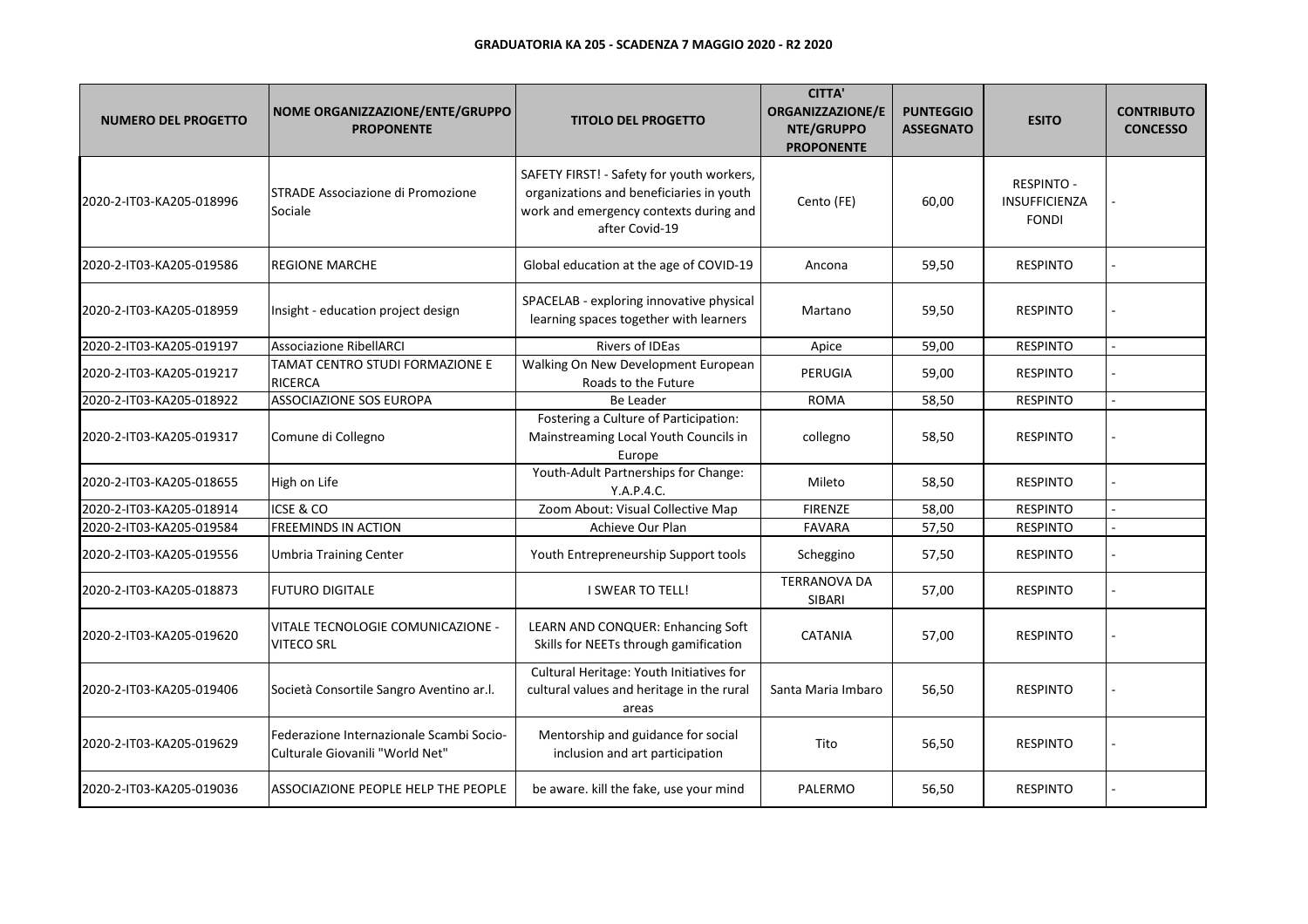**GRADUATORIA KA 205 - SCADENZA 7 MAGGIO 2020 - R2 2020**

| NUMERO DEL PROGETTO | NOME ORGANIZZAZIONE/ENTE/GRUPPO PROPONENTE | TITOLO DEL PROGETTO | CITTA' ORGANIZZAZIONE/ENTE/GRUPPO PROPONENTE | PUNTEGGIO ASSEGNATO | ESITO | CONTRIBUTO CONCESSO |
|---|---|---|---|---|---|---|
| 2020-2-IT03-KA205-018996 | STRADE Associazione di Promozione Sociale | SAFETY FIRST! - Safety for youth workers, organizations and beneficiaries in youth work and emergency contexts during and after Covid-19 | Cento (FE) | 60,00 | RESPINTO - INSUFFICIENZA FONDI | - |
| 2020-2-IT03-KA205-019586 | REGIONE MARCHE | Global education at the age of COVID-19 | Ancona | 59,50 | RESPINTO | - |
| 2020-2-IT03-KA205-018959 | Insight - education project design | SPACELAB - exploring innovative physical learning spaces together with learners | Martano | 59,50 | RESPINTO | - |
| 2020-2-IT03-KA205-019197 | Associazione RibellARCI | Rivers of IDEas | Apice | 59,00 | RESPINTO | - |
| 2020-2-IT03-KA205-019217 | TAMAT CENTRO STUDI FORMAZIONE E RICERCA | Walking On New Development European Roads to the Future | PERUGIA | 59,00 | RESPINTO | - |
| 2020-2-IT03-KA205-018922 | ASSOCIAZIONE SOS EUROPA | Be Leader | ROMA | 58,50 | RESPINTO | - |
| 2020-2-IT03-KA205-019317 | Comune di Collegno | Fostering a Culture of Participation: Mainstreaming Local Youth Councils in Europe | collegno | 58,50 | RESPINTO | - |
| 2020-2-IT03-KA205-018655 | High on Life | Youth-Adult Partnerships for Change: Y.A.P.4.C. | Mileto | 58,50 | RESPINTO | - |
| 2020-2-IT03-KA205-018914 | ICSE & CO | Zoom About: Visual Collective Map | FIRENZE | 58,00 | RESPINTO | - |
| 2020-2-IT03-KA205-019584 | FREEMINDS IN ACTION | Achieve Our Plan | FAVARA | 57,50 | RESPINTO | - |
| 2020-2-IT03-KA205-019556 | Umbria Training Center | Youth Entrepreneurship Support tools | Scheggino | 57,50 | RESPINTO | - |
| 2020-2-IT03-KA205-018873 | FUTURO DIGITALE | I SWEAR TO TELL! | TERRANOVA DA SIBARI | 57,00 | RESPINTO | - |
| 2020-2-IT03-KA205-019620 | VITALE TECNOLOGIE COMUNICAZIONE - VITECO SRL | LEARN AND CONQUER: Enhancing Soft Skills for NEETs through gamification | CATANIA | 57,00 | RESPINTO | - |
| 2020-2-IT03-KA205-019406 | Società Consortile Sangro Aventino ar.l. | Cultural Heritage: Youth Initiatives for cultural values and heritage in the rural areas | Santa Maria Imbaro | 56,50 | RESPINTO | - |
| 2020-2-IT03-KA205-019629 | Federazione Internazionale Scambi Socio-Culturale Giovanili "World Net" | Mentorship and guidance for social inclusion and art participation | Tito | 56,50 | RESPINTO | - |
| 2020-2-IT03-KA205-019036 | ASSOCIAZIONE PEOPLE HELP THE PEOPLE | be aware. kill the fake, use your mind | PALERMO | 56,50 | RESPINTO | - |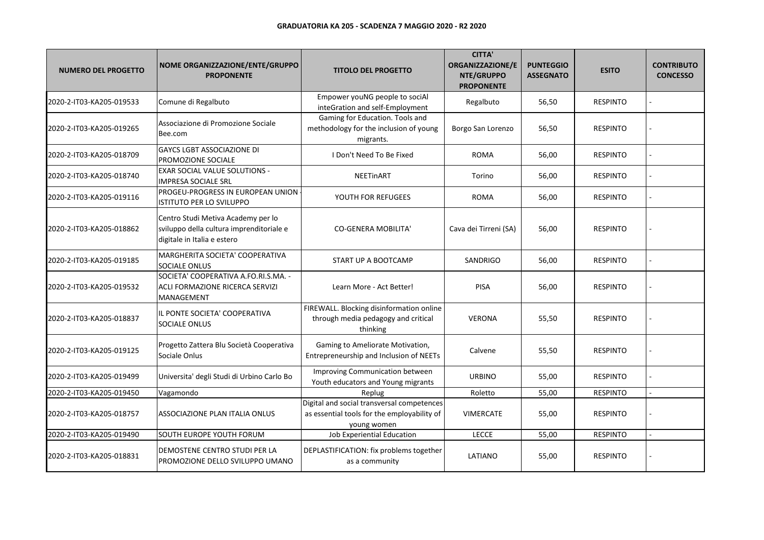**GRADUATORIA KA 205 - SCADENZA 7 MAGGIO 2020 - R2 2020**

| NUMERO DEL PROGETTO | NOME ORGANIZZAZIONE/ENTE/GRUPPO PROPONENTE | TITOLO DEL PROGETTO | CITTA' ORGANIZZAZIONE/ENTE/GRUPPO PROPONENTE | PUNTEGGIO ASSEGNATO | ESITO | CONTRIBUTO CONCESSO |
|---|---|---|---|---|---|---|
| 2020-2-IT03-KA205-019533 | Comune di Regalbuto | Empower youNG people to sociAl inteGration and self-Employment | Regalbuto | 56,50 | RESPINTO | - |
| 2020-2-IT03-KA205-019265 | Associazione di Promozione Sociale Bee.com | Gaming for Education. Tools and methodology for the inclusion of young migrants. | Borgo San Lorenzo | 56,50 | RESPINTO | - |
| 2020-2-IT03-KA205-018709 | GAYCS LGBT ASSOCIAZIONE DI PROMOZIONE SOCIALE | I Don't Need To Be Fixed | ROMA | 56,00 | RESPINTO | - |
| 2020-2-IT03-KA205-018740 | EXAR SOCIAL VALUE SOLUTIONS - IMPRESA SOCIALE SRL | NEETinART | Torino | 56,00 | RESPINTO | - |
| 2020-2-IT03-KA205-019116 | PROGEU-PROGRESS IN EUROPEAN UNION - ISTITUTO PER LO SVILUPPO | YOUTH FOR REFUGEES | ROMA | 56,00 | RESPINTO | - |
| 2020-2-IT03-KA205-018862 | Centro Studi Metiva Academy per lo sviluppo della cultura imprenditoriale e digitale in Italia e estero | CO-GENERA MOBILITA' | Cava dei Tirreni (SA) | 56,00 | RESPINTO | - |
| 2020-2-IT03-KA205-019185 | MARGHERITA SOCIETA' COOPERATIVA SOCIALE ONLUS | START UP A BOOTCAMP | SANDRIGO | 56,00 | RESPINTO | - |
| 2020-2-IT03-KA205-019532 | SOCIETA' COOPERATIVA A.FO.RI.S.MA. - ACLI FORMAZIONE RICERCA SERVIZI MANAGEMENT | Learn More - Act Better! | PISA | 56,00 | RESPINTO | - |
| 2020-2-IT03-KA205-018837 | IL PONTE SOCIETA' COOPERATIVA SOCIALE ONLUS | FIREWALL. Blocking disinformation online through media pedagogy and critical thinking | VERONA | 55,50 | RESPINTO | - |
| 2020-2-IT03-KA205-019125 | Progetto Zattera Blu Società Cooperativa Sociale Onlus | Gaming to Ameliorate Motivation, Entrepreneurship and Inclusion of NEETs | Calvene | 55,50 | RESPINTO | - |
| 2020-2-IT03-KA205-019499 | Universita' degli Studi di Urbino Carlo Bo | Improving Communication between Youth educators and Young migrants | URBINO | 55,00 | RESPINTO | - |
| 2020-2-IT03-KA205-019450 | Vagamondo | Replug | Roletto | 55,00 | RESPINTO | - |
| 2020-2-IT03-KA205-018757 | ASSOCIAZIONE PLAN ITALIA ONLUS | Digital and social transversal competences as essential tools for the employability of young women | VIMERCATE | 55,00 | RESPINTO | - |
| 2020-2-IT03-KA205-019490 | SOUTH EUROPE YOUTH FORUM | Job Experiential Education | LECCE | 55,00 | RESPINTO | - |
| 2020-2-IT03-KA205-018831 | DEMOSTENE CENTRO STUDI PER LA PROMOZIONE DELLO SVILUPPO UMANO | DEPLASTIFICATION: fix problems together as a community | LATIANO | 55,00 | RESPINTO | - |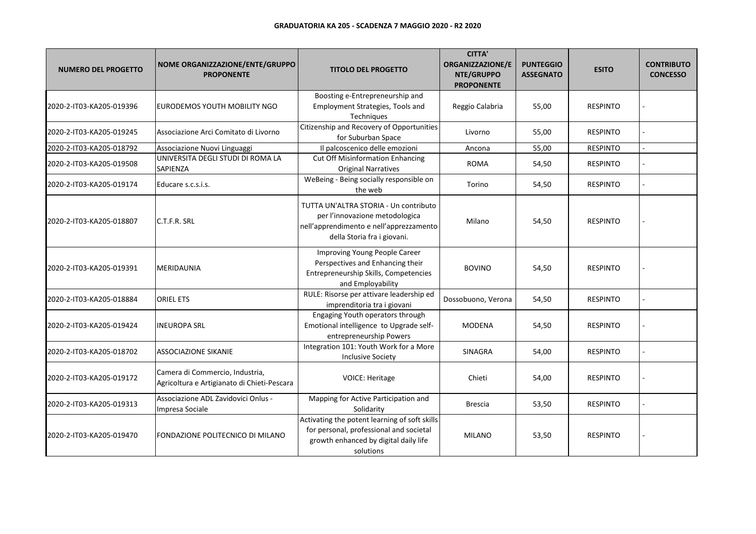**GRADUATORIA KA 205 - SCADENZA 7 MAGGIO 2020 - R2 2020**

| NUMERO DEL PROGETTO | NOME ORGANIZZAZIONE/ENTE/GRUPPO PROPONENTE | TITOLO DEL PROGETTO | CITTA' ORGANIZZAZIONE/ENTE/GRUPPO PROPONENTE | PUNTEGGIO ASSEGNATO | ESITO | CONTRIBUTO CONCESSO |
|---|---|---|---|---|---|---|
| 2020-2-IT03-KA205-019396 | EURODEMOS YOUTH MOBILITY NGO | Boosting e-Entrepreneurship and Employment Strategies, Tools and Techniques | Reggio Calabria | 55,00 | RESPINTO | - |
| 2020-2-IT03-KA205-019245 | Associazione Arci Comitato di Livorno | Citizenship and Recovery of Opportunities for Suburban Space | Livorno | 55,00 | RESPINTO | - |
| 2020-2-IT03-KA205-018792 | Associazione Nuovi Linguaggi | Il palcoscenico delle emozioni | Ancona | 55,00 | RESPINTO | - |
| 2020-2-IT03-KA205-019508 | UNIVERSITA DEGLI STUDI DI ROMA LA SAPIENZA | Cut Off Misinformation Enhancing Original Narratives | ROMA | 54,50 | RESPINTO | - |
| 2020-2-IT03-KA205-019174 | Educare s.c.s.i.s. | WeBeing - Being socially responsible on the web | Torino | 54,50 | RESPINTO | - |
| 2020-2-IT03-KA205-018807 | C.T.F.R. SRL | TUTTA UN'ALTRA STORIA - Un contributo per l'innovazione metodologica nell'apprendimento e nell'apprezzamento della Storia fra i giovani. | Milano | 54,50 | RESPINTO | - |
| 2020-2-IT03-KA205-019391 | MERIDAUNIA | Improving Young People Career Perspectives and Enhancing their Entrepreneurship Skills, Competencies and Employability | BOVINO | 54,50 | RESPINTO | - |
| 2020-2-IT03-KA205-018884 | ORIEL ETS | RULE: Risorse per attivare leadership ed imprenditoria tra i giovani | Dossobuono, Verona | 54,50 | RESPINTO | - |
| 2020-2-IT03-KA205-019424 | INEUROPA SRL | Engaging Youth operators through Emotional intelligence to Upgrade self-entrepreneurship Powers | MODENA | 54,50 | RESPINTO | - |
| 2020-2-IT03-KA205-018702 | ASSOCIAZIONE SIKANIE | Integration 101: Youth Work for a More Inclusive Society | SINAGRA | 54,00 | RESPINTO | - |
| 2020-2-IT03-KA205-019172 | Camera di Commercio, Industria, Agricoltura e Artigianato di Chieti-Pescara | VOICE: Heritage | Chieti | 54,00 | RESPINTO | - |
| 2020-2-IT03-KA205-019313 | Associazione ADL Zavidovici Onlus - Impresa Sociale | Mapping for Active Participation and Solidarity | Brescia | 53,50 | RESPINTO | - |
| 2020-2-IT03-KA205-019470 | FONDAZIONE POLITECNICO DI MILANO | Activating the potent learning of soft skills for personal, professional and societal growth enhanced by digital daily life solutions | MILANO | 53,50 | RESPINTO | - |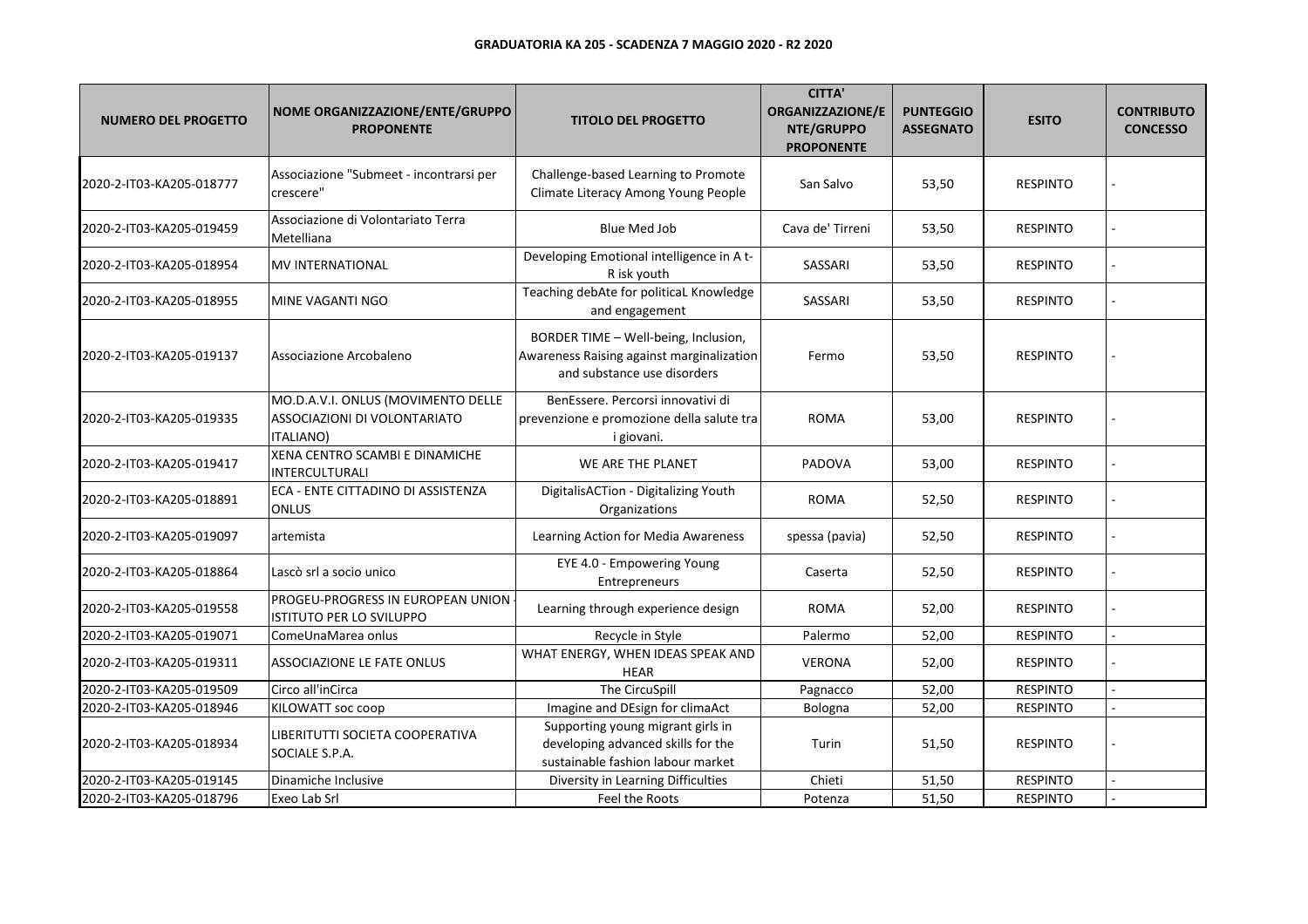**GRADUATORIA KA 205 - SCADENZA 7 MAGGIO 2020 - R2 2020**

| NUMERO DEL PROGETTO | NOME ORGANIZZAZIONE/ENTE/GRUPPO PROPONENTE | TITOLO DEL PROGETTO | CITTA' ORGANIZZAZIONE/ENTE/GRUPPO PROPONENTE | PUNTEGGIO ASSEGNATO | ESITO | CONTRIBUTO CONCESSO |
|---|---|---|---|---|---|---|
| 2020-2-IT03-KA205-018777 | Associazione "Submeet - incontrarsi per crescere" | Challenge-based Learning to Promote Climate Literacy Among Young People | San Salvo | 53,50 | RESPINTO | - |
| 2020-2-IT03-KA205-019459 | Associazione di Volontariato Terra Metelliana | Blue Med Job | Cava de' Tirreni | 53,50 | RESPINTO | - |
| 2020-2-IT03-KA205-018954 | MV INTERNATIONAL | Developing Emotional intelligence in A t-R isk youth | SASSARI | 53,50 | RESPINTO | - |
| 2020-2-IT03-KA205-018955 | MINE VAGANTI NGO | Teaching debAte for politicaL Knowledge and engagement | SASSARI | 53,50 | RESPINTO | - |
| 2020-2-IT03-KA205-019137 | Associazione Arcobaleno | BORDER TIME – Well-being, Inclusion, Awareness Raising against marginalization and substance use disorders | Fermo | 53,50 | RESPINTO | - |
| 2020-2-IT03-KA205-019335 | MO.D.A.V.I. ONLUS (MOVIMENTO DELLE ASSOCIAZIONI DI VOLONTARIATO ITALIANO) | BenEssere. Percorsi innovativi di prevenzione e promozione della salute tra i giovani. | ROMA | 53,00 | RESPINTO | - |
| 2020-2-IT03-KA205-019417 | XENA CENTRO SCAMBI E DINAMICHE INTERCULTURALI | WE ARE THE PLANET | PADOVA | 53,00 | RESPINTO | - |
| 2020-2-IT03-KA205-018891 | ECA - ENTE CITTADINO DI ASSISTENZA ONLUS | DigitalisACTion - Digitalizing Youth Organizations | ROMA | 52,50 | RESPINTO | - |
| 2020-2-IT03-KA205-019097 | artemista | Learning Action for Media Awareness | spessa (pavia) | 52,50 | RESPINTO | - |
| 2020-2-IT03-KA205-018864 | Lascò srl a socio unico | EYE 4.0 - Empowering Young Entrepreneurs | Caserta | 52,50 | RESPINTO | - |
| 2020-2-IT03-KA205-019558 | PROGEU-PROGRESS IN EUROPEAN UNION - ISTITUTO PER LO SVILUPPO | Learning through experience design | ROMA | 52,00 | RESPINTO | - |
| 2020-2-IT03-KA205-019071 | ComeUnaMarea onlus | Recycle in Style | Palermo | 52,00 | RESPINTO | - |
| 2020-2-IT03-KA205-019311 | ASSOCIAZIONE LE FATE ONLUS | WHAT ENERGY, WHEN IDEAS SPEAK AND HEAR | VERONA | 52,00 | RESPINTO | - |
| 2020-2-IT03-KA205-019509 | Circo all'inCirca | The CircuSpill | Pagnacco | 52,00 | RESPINTO | - |
| 2020-2-IT03-KA205-018946 | KILOWATT soc coop | Imagine and DEsign for climaAct | Bologna | 52,00 | RESPINTO | - |
| 2020-2-IT03-KA205-018934 | LIBERITUTTI SOCIETA COOPERATIVA SOCIALE S.P.A. | Supporting young migrant girls in developing advanced skills for the sustainable fashion labour market | Turin | 51,50 | RESPINTO | - |
| 2020-2-IT03-KA205-019145 | Dinamiche Inclusive | Diversity in Learning Difficulties | Chieti | 51,50 | RESPINTO | - |
| 2020-2-IT03-KA205-018796 | Exeo Lab Srl | Feel the Roots | Potenza | 51,50 | RESPINTO | - |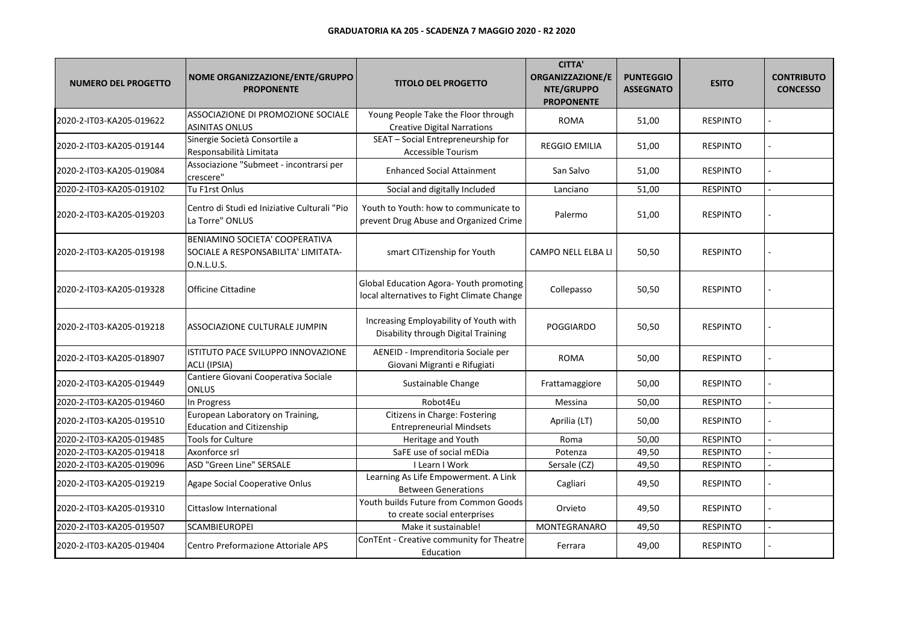**GRADUATORIA KA 205 - SCADENZA 7 MAGGIO 2020 - R2 2020**

| NUMERO DEL PROGETTO | NOME ORGANIZZAZIONE/ENTE/GRUPPO PROPONENTE | TITOLO DEL PROGETTO | CITTA' ORGANIZZAZIONE/ENTE/GRUPPO PROPONENTE | PUNTEGGIO ASSEGNATO | ESITO | CONTRIBUTO CONCESSO |
|---|---|---|---|---|---|---|
| 2020-2-IT03-KA205-019622 | ASSOCIAZIONE DI PROMOZIONE SOCIALE ASINITAS ONLUS | Young People Take the Floor through Creative Digital Narrations | ROMA | 51,00 | RESPINTO | - |
| 2020-2-IT03-KA205-019144 | Sinergie Società Consortile a Responsabilità Limitata | SEAT – Social Entrepreneurship for Accessible Tourism | REGGIO EMILIA | 51,00 | RESPINTO | - |
| 2020-2-IT03-KA205-019084 | Associazione "Submeet - incontrarsi per crescere" | Enhanced Social Attainment | San Salvo | 51,00 | RESPINTO | - |
| 2020-2-IT03-KA205-019102 | Tu F1rst Onlus | Social and digitally Included | Lanciano | 51,00 | RESPINTO | - |
| 2020-2-IT03-KA205-019203 | Centro di Studi ed Iniziative Culturali "Pio La Torre" ONLUS | Youth to Youth: how to communicate to prevent Drug Abuse and Organized Crime | Palermo | 51,00 | RESPINTO | - |
| 2020-2-IT03-KA205-019198 | BENIAMINO SOCIETA' COOPERATIVA SOCIALE A RESPONSABILITA' LIMITATA-O.N.L.U.S. | smart CITizenship for Youth | CAMPO NELL ELBA LI | 50,50 | RESPINTO | - |
| 2020-2-IT03-KA205-019328 | Officine Cittadine | Global Education Agora- Youth promoting local alternatives to Fight Climate Change | Collepasso | 50,50 | RESPINTO | - |
| 2020-2-IT03-KA205-019218 | ASSOCIAZIONE CULTURALE JUMPIN | Increasing Employability of Youth with Disability through Digital Training | POGGIARDO | 50,50 | RESPINTO | - |
| 2020-2-IT03-KA205-018907 | ISTITUTO PACE SVILUPPO INNOVAZIONE ACLI (IPSIA) | AENEID - Imprenditoria Sociale per Giovani Migranti e Rifugiati | ROMA | 50,00 | RESPINTO | - |
| 2020-2-IT03-KA205-019449 | Cantiere Giovani Cooperativa Sociale ONLUS | Sustainable Change | Frattamaggiore | 50,00 | RESPINTO | - |
| 2020-2-IT03-KA205-019460 | In Progress | Robot4Eu | Messina | 50,00 | RESPINTO | - |
| 2020-2-IT03-KA205-019510 | European Laboratory on Training, Education and Citizenship | Citizens in Charge: Fostering Entrepreneurial Mindsets | Aprilia (LT) | 50,00 | RESPINTO | - |
| 2020-2-IT03-KA205-019485 | Tools for Culture | Heritage and Youth | Roma | 50,00 | RESPINTO | - |
| 2020-2-IT03-KA205-019418 | Axonforce srl | SaFE use of social mEDia | Potenza | 49,50 | RESPINTO | - |
| 2020-2-IT03-KA205-019096 | ASD "Green Line" SERSALE | I Learn I Work | Sersale (CZ) | 49,50 | RESPINTO | - |
| 2020-2-IT03-KA205-019219 | Agape Social Cooperative Onlus | Learning As Life Empowerment. A Link Between Generations | Cagliari | 49,50 | RESPINTO | - |
| 2020-2-IT03-KA205-019310 | Cittaslow International | Youth builds Future from Common Goods to create social enterprises | Orvieto | 49,50 | RESPINTO | - |
| 2020-2-IT03-KA205-019507 | SCAMBIEUROPEI | Make it sustainable! | MONTEGRANARO | 49,50 | RESPINTO | - |
| 2020-2-IT03-KA205-019404 | Centro Preformazione Attoriale APS | ConTEnt - Creative community for Theatre Education | Ferrara | 49,00 | RESPINTO | - |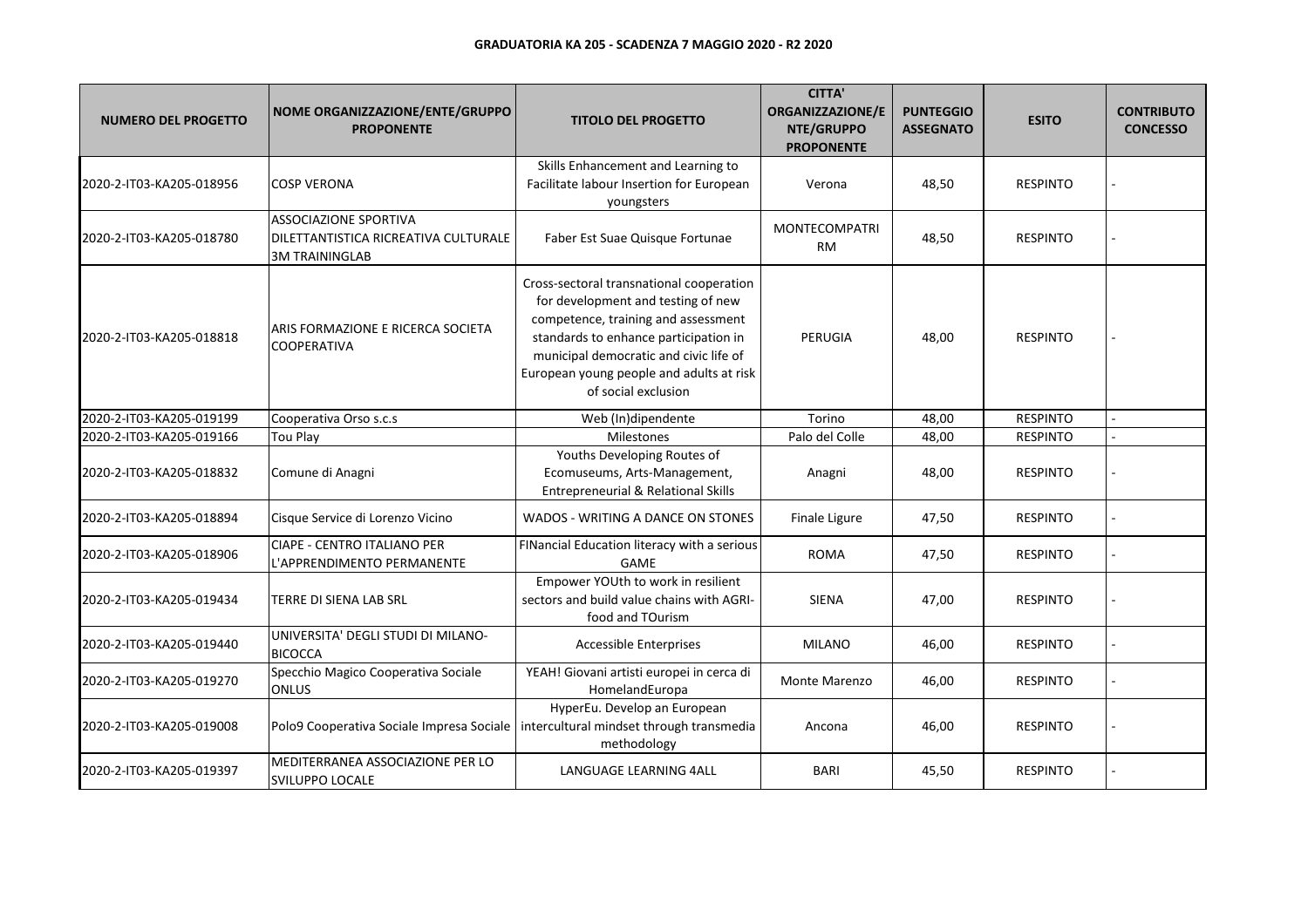**GRADUATORIA KA 205 - SCADENZA 7 MAGGIO 2020 - R2 2020**

| NUMERO DEL PROGETTO | NOME ORGANIZZAZIONE/ENTE/GRUPPO PROPONENTE | TITOLO DEL PROGETTO | CITTA' ORGANIZZAZIONE/ENTE/GRUPPO PROPONENTE | PUNTEGGIO ASSEGNATO | ESITO | CONTRIBUTO CONCESSO |
|---|---|---|---|---|---|---|
| 2020-2-IT03-KA205-018956 | COSP VERONA | Skills Enhancement and Learning to Facilitate labour Insertion for European youngsters | Verona | 48,50 | RESPINTO | - |
| 2020-2-IT03-KA205-018780 | ASSOCIAZIONE SPORTIVA DILETTANTISTICA RICREATIVA CULTURALE 3M TRAININGLAB | Faber Est Suae Quisque Fortunae | MONTECOMPATRI RM | 48,50 | RESPINTO | - |
| 2020-2-IT03-KA205-018818 | ARIS FORMAZIONE E RICERCA SOCIETA COOPERATIVA | Cross-sectoral transnational cooperation for development and testing of new competence, training and assessment standards to enhance participation in municipal democratic and civic life of European young people and adults at risk of social exclusion | PERUGIA | 48,00 | RESPINTO | - |
| 2020-2-IT03-KA205-019199 | Cooperativa Orso s.c.s | Web (In)dipendente | Torino | 48,00 | RESPINTO | - |
| 2020-2-IT03-KA205-019166 | Tou Play | Milestones | Palo del Colle | 48,00 | RESPINTO | - |
| 2020-2-IT03-KA205-018832 | Comune di Anagni | Youths Developing Routes of Ecomuseums, Arts-Management, Entrepreneurial & Relational Skills | Anagni | 48,00 | RESPINTO | - |
| 2020-2-IT03-KA205-018894 | Cisque Service di Lorenzo Vicino | WADOS - WRITING A DANCE ON STONES | Finale Ligure | 47,50 | RESPINTO | - |
| 2020-2-IT03-KA205-018906 | CIAPE - CENTRO ITALIANO PER L'APPRENDIMENTO PERMANENTE | FINancial Education literacy with a serious GAME | ROMA | 47,50 | RESPINTO | - |
| 2020-2-IT03-KA205-019434 | TERRE DI SIENA LAB SRL | Empower YOUth to work in resilient sectors and build value chains with AGRI-food and TOurism | SIENA | 47,00 | RESPINTO | - |
| 2020-2-IT03-KA205-019440 | UNIVERSITA' DEGLI STUDI DI MILANO-BICOCCA | Accessible Enterprises | MILANO | 46,00 | RESPINTO | - |
| 2020-2-IT03-KA205-019270 | Specchio Magico Cooperativa Sociale ONLUS | YEAH! Giovani artisti europei in cerca di HomelandEuropa | Monte Marenzo | 46,00 | RESPINTO | - |
| 2020-2-IT03-KA205-019008 | Polo9 Cooperativa Sociale Impresa Sociale | HyperEu. Develop an European intercultural mindset through transmedia methodology | Ancona | 46,00 | RESPINTO | - |
| 2020-2-IT03-KA205-019397 | MEDITERRANEA ASSOCIAZIONE PER LO SVILUPPO LOCALE | LANGUAGE LEARNING 4ALL | BARI | 45,50 | RESPINTO | - |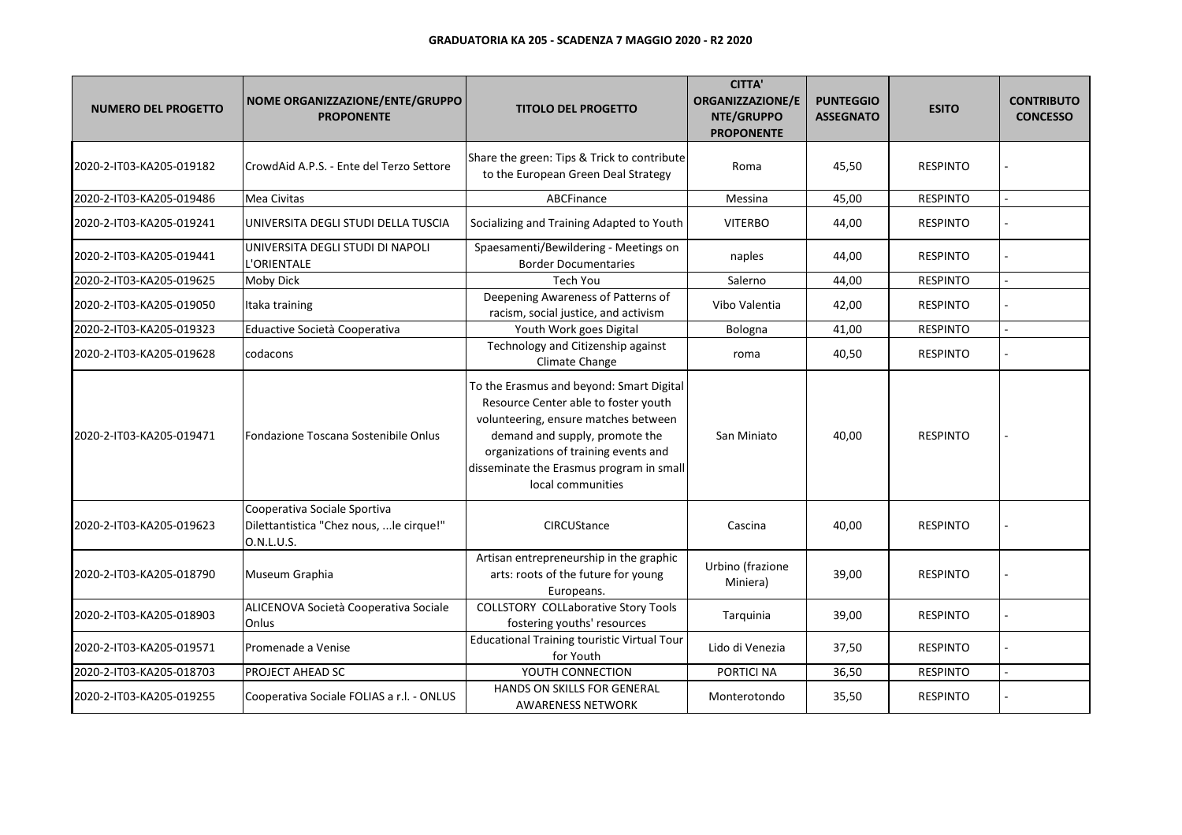**GRADUATORIA KA 205 - SCADENZA 7 MAGGIO 2020 - R2 2020**

| NUMERO DEL PROGETTO | NOME ORGANIZZAZIONE/ENTE/GRUPPO PROPONENTE | TITOLO DEL PROGETTO | CITTA' ORGANIZZAZIONE/ENTE/GRUPPO PROPONENTE | PUNTEGGIO ASSEGNATO | ESITO | CONTRIBUTO CONCESSO |
|---|---|---|---|---|---|---|
| 2020-2-IT03-KA205-019182 | CrowdAid A.P.S. - Ente del Terzo Settore | Share the green: Tips & Trick to contribute to the European Green Deal Strategy | Roma | 45,50 | RESPINTO | - |
| 2020-2-IT03-KA205-019486 | Mea Civitas | ABCFinance | Messina | 45,00 | RESPINTO | - |
| 2020-2-IT03-KA205-019241 | UNIVERSITA DEGLI STUDI DELLA TUSCIA | Socializing and Training Adapted to Youth | VITERBO | 44,00 | RESPINTO | - |
| 2020-2-IT03-KA205-019441 | UNIVERSITA DEGLI STUDI DI NAPOLI L'ORIENTALE | Spaesamenti/Bewildering - Meetings on Border Documentaries | naples | 44,00 | RESPINTO | - |
| 2020-2-IT03-KA205-019625 | Moby Dick | Tech You | Salerno | 44,00 | RESPINTO | - |
| 2020-2-IT03-KA205-019050 | Itaka training | Deepening Awareness of Patterns of racism, social justice, and activism | Vibo Valentia | 42,00 | RESPINTO | - |
| 2020-2-IT03-KA205-019323 | Eduactive Società Cooperativa | Youth Work goes Digital | Bologna | 41,00 | RESPINTO | - |
| 2020-2-IT03-KA205-019628 | codacons | Technology and Citizenship against Climate Change | roma | 40,50 | RESPINTO | - |
| 2020-2-IT03-KA205-019471 | Fondazione Toscana Sostenibile Onlus | To the Erasmus and beyond: Smart Digital Resource Center able to foster youth volunteering, ensure matches between demand and supply, promote the organizations of training events and disseminate the Erasmus program in small local communities | San Miniato | 40,00 | RESPINTO | - |
| 2020-2-IT03-KA205-019623 | Cooperativa Sociale Sportiva Dilettantistica "Chez nous, ...le cirque!" O.N.L.U.S. | CIRCUStance | Cascina | 40,00 | RESPINTO | - |
| 2020-2-IT03-KA205-018790 | Museum Graphia | Artisan entrepreneurship in the graphic arts: roots of the future for young Europeans. | Urbino (frazione Miniera) | 39,00 | RESPINTO | - |
| 2020-2-IT03-KA205-018903 | ALICENOVA Società Cooperativa Sociale Onlus | COLLSTORY COLLaborative Story Tools fostering youths' resources | Tarquinia | 39,00 | RESPINTO | - |
| 2020-2-IT03-KA205-019571 | Promenade a Venise | Educational Training touristic Virtual Tour for Youth | Lido di Venezia | 37,50 | RESPINTO | - |
| 2020-2-IT03-KA205-018703 | PROJECT AHEAD SC | YOUTH CONNECTION | PORTICI NA | 36,50 | RESPINTO | - |
| 2020-2-IT03-KA205-019255 | Cooperativa Sociale FOLIAS a r.l. - ONLUS | HANDS ON SKILLS FOR GENERAL AWARENESS NETWORK | Monterotondo | 35,50 | RESPINTO | - |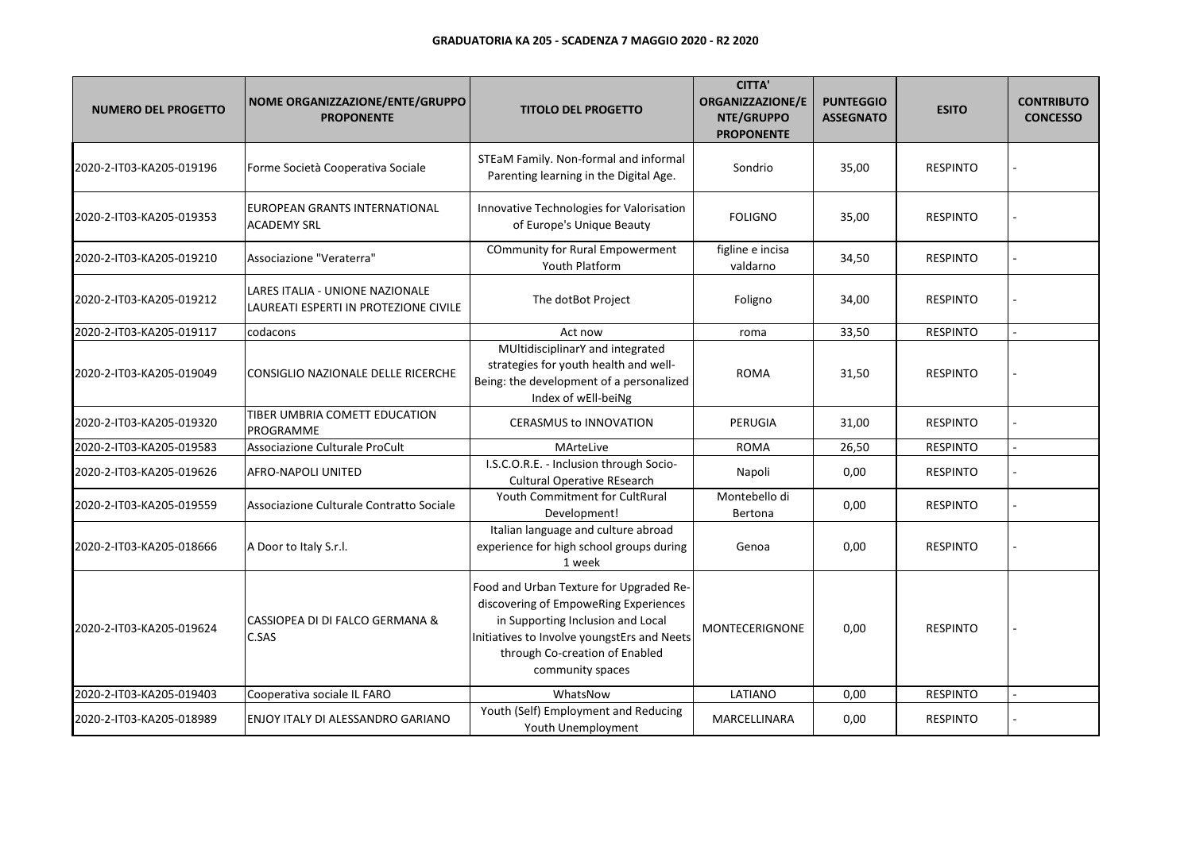**GRADUATORIA KA 205 - SCADENZA 7 MAGGIO 2020 - R2 2020**

| NUMERO DEL PROGETTO | NOME ORGANIZZAZIONE/ENTE/GRUPPO PROPONENTE | TITOLO DEL PROGETTO | CITTA' ORGANIZZAZIONE/ENTE/GRUPPO PROPONENTE | PUNTEGGIO ASSEGNATO | ESITO | CONTRIBUTO CONCESSO |
|---|---|---|---|---|---|---|
| 2020-2-IT03-KA205-019196 | Forme Società Cooperativa Sociale | STEaM Family. Non-formal and informal Parenting learning in the Digital Age. | Sondrio | 35,00 | RESPINTO | - |
| 2020-2-IT03-KA205-019353 | EUROPEAN GRANTS INTERNATIONAL ACADEMY SRL | Innovative Technologies for Valorisation of Europe's Unique Beauty | FOLIGNO | 35,00 | RESPINTO | - |
| 2020-2-IT03-KA205-019210 | Associazione "Veraterra" | COmmunity for Rural Empowerment Youth Platform | figline e incisa valdarno | 34,50 | RESPINTO | - |
| 2020-2-IT03-KA205-019212 | LARES ITALIA - UNIONE NAZIONALE LAUREATI ESPERTI IN PROTEZIONE CIVILE | The dotBot Project | Foligno | 34,00 | RESPINTO | - |
| 2020-2-IT03-KA205-019117 | codacons | Act now | roma | 33,50 | RESPINTO | - |
| 2020-2-IT03-KA205-019049 | CONSIGLIO NAZIONALE DELLE RICERCHE | MUltidisciplinarY and integrated strategies for youth health and well-Being: the development of a personalized Index of wEll-beiNg | ROMA | 31,50 | RESPINTO | - |
| 2020-2-IT03-KA205-019320 | TIBER UMBRIA COMETT EDUCATION PROGRAMME | CERASMUS to INNOVATION | PERUGIA | 31,00 | RESPINTO | - |
| 2020-2-IT03-KA205-019583 | Associazione Culturale ProCult | MArteLive | ROMA | 26,50 | RESPINTO | - |
| 2020-2-IT03-KA205-019626 | AFRO-NAPOLI UNITED | I.S.C.O.R.E. - Inclusion through Socio-Cultural Operative REsearch | Napoli | 0,00 | RESPINTO | - |
| 2020-2-IT03-KA205-019559 | Associazione Culturale Contratto Sociale | Youth Commitment for CultRural Development! | Montebello di Bertona | 0,00 | RESPINTO | - |
| 2020-2-IT03-KA205-018666 | A Door to Italy S.r.l. | Italian language and culture abroad experience for high school groups during 1 week | Genoa | 0,00 | RESPINTO | - |
| 2020-2-IT03-KA205-019624 | CASSIOPEA DI DI FALCO GERMANA & C.SAS | Food and Urban Texture for Upgraded Re-discovering of EmpoweRing Experiences in Supporting Inclusion and Local Initiatives to Involve youngstErs and Neets through Co-creation of Enabled community spaces | MONTECERIGNONE | 0,00 | RESPINTO | - |
| 2020-2-IT03-KA205-019403 | Cooperativa sociale IL FARO | WhatsNow | LATIANO | 0,00 | RESPINTO | - |
| 2020-2-IT03-KA205-018989 | ENJOY ITALY DI ALESSANDRO GARIANO | Youth (Self) Employment and Reducing Youth Unemployment | MARCELLINARA | 0,00 | RESPINTO | - |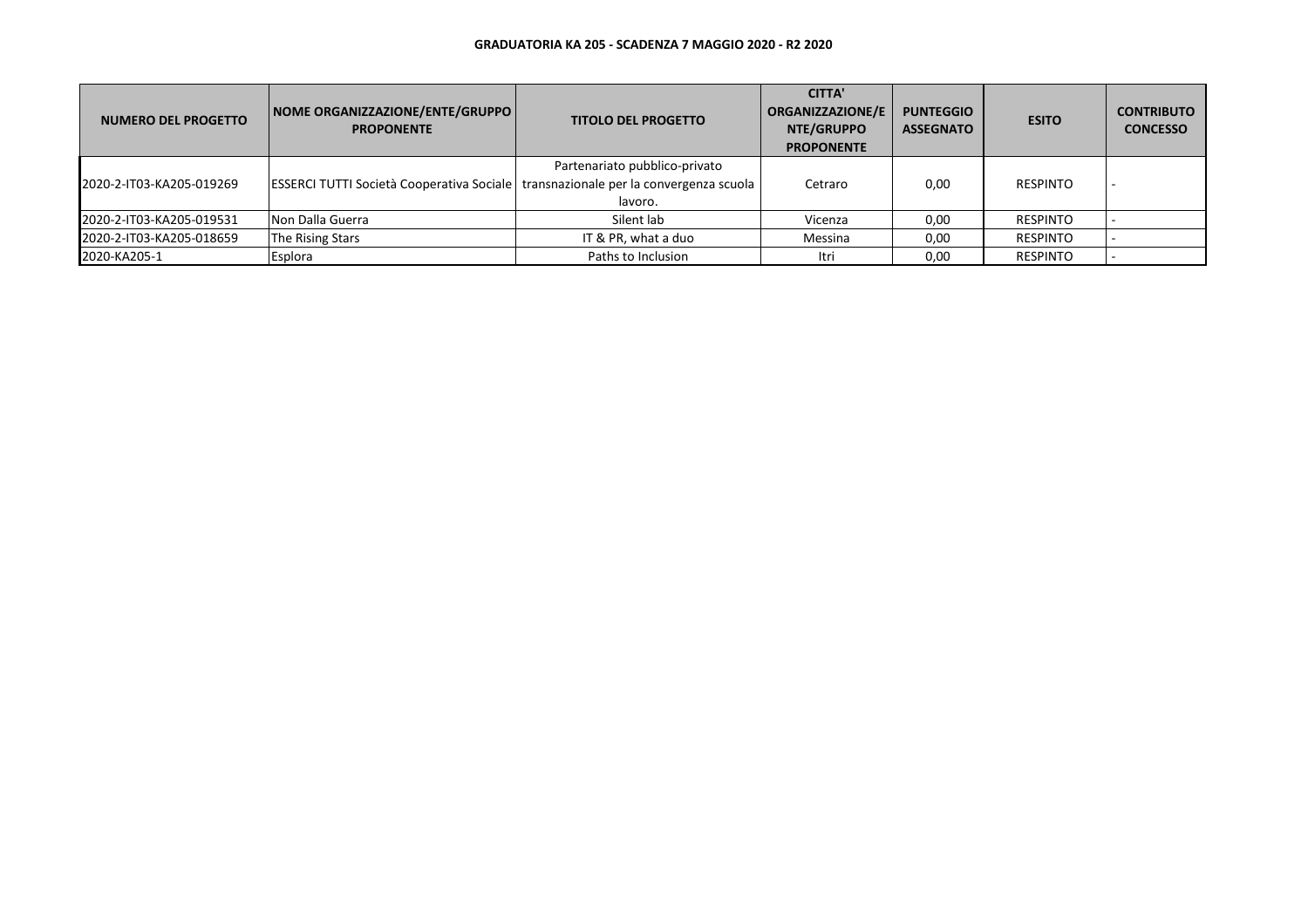**GRADUATORIA KA 205 - SCADENZA 7 MAGGIO 2020 - R2 2020**

| NUMERO DEL PROGETTO | NOME ORGANIZZAZIONE/ENTE/GRUPPO PROPONENTE | TITOLO DEL PROGETTO | CITTA' ORGANIZZAZIONE/ENTE/GRUPPO PROPONENTE | PUNTEGGIO ASSEGNATO | ESITO | CONTRIBUTO CONCESSO |
|---|---|---|---|---|---|---|
| 2020-2-IT03-KA205-019269 | ESSERCI TUTTI Società Cooperativa Sociale | Partenariato pubblico-privato transnazionale per la convergenza scuola lavoro. | Cetraro | 0,00 | RESPINTO | - |
| 2020-2-IT03-KA205-019531 | Non Dalla Guerra | Silent lab | Vicenza | 0,00 | RESPINTO | - |
| 2020-2-IT03-KA205-018659 | The Rising Stars | IT & PR, what a duo | Messina | 0,00 | RESPINTO | - |
| 2020-KA205-1 | Esplora | Paths to Inclusion | Itri | 0,00 | RESPINTO | - |